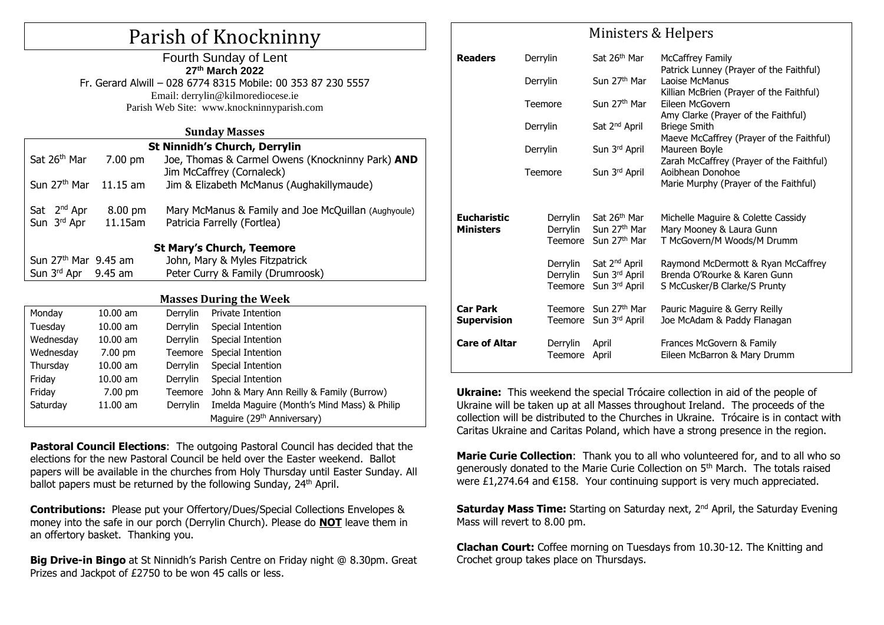# Parish of Knockninny

Fourth Sunday of Lent
**27th March 2022**
Fr. Gerard Alwill – 028 6774 8315 Mobile: 00 353 87 230 5557
Email: derrylin@kilmorediocese.ie
Parish Web Site: www.knockninnyparish.com

## Sunday Masses

**St Ninnidh's Church, Derrylin**

| | | |
|---|---|---|
| Sat 26th Mar | 7.00 pm | Joe, Thomas & Carmel Owens (Knockninny Park) **AND** Jim McCaffrey (Cornaleck) |
| Sun 27th Mar | 11.15 am | Jim & Elizabeth McManus (Aughakillymaude) |
| Sat 2nd Apr | 8.00 pm | Mary McManus & Family and Joe McQuillan (Aughyoule) |
| Sun 3rd Apr | 11.15am | Patricia Farrelly (Fortlea) |

**St Mary's Church, Teemore**

| | | |
|---|---|---|
| Sun 27th Mar | 9.45 am | John, Mary & Myles Fitzpatrick |
| Sun 3rd Apr | 9.45 am | Peter Curry & Family (Drumroosk) |

## Masses During the Week

| | | | |
|---|---|---|---|
| Monday | 10.00 am | Derrylin | Private Intention |
| Tuesday | 10.00 am | Derrylin | Special Intention |
| Wednesday | 10.00 am | Derrylin | Special Intention |
| Wednesday | 7.00 pm | Teemore | Special Intention |
| Thursday | 10.00 am | Derrylin | Special Intention |
| Friday | 10.00 am | Derrylin | Special Intention |
| Friday | 7.00 pm | Teemore | John & Mary Ann Reilly & Family (Burrow) |
| Saturday | 11.00 am | Derrylin | Imelda Maguire (Month's Mind Mass) & Philip Maguire (29th Anniversary) |

**Pastoral Council Elections**: The outgoing Pastoral Council has decided that the elections for the new Pastoral Council be held over the Easter weekend. Ballot papers will be available in the churches from Holy Thursday until Easter Sunday. All ballot papers must be returned by the following Sunday, 24th April.

**Contributions:** Please put your Offertory/Dues/Special Collections Envelopes & money into the safe in our porch (Derrylin Church). Please do **NOT** leave them in an offertory basket. Thanking you.

**Big Drive-in Bingo** at St Ninnidh's Parish Centre on Friday night @ 8.30pm. Great Prizes and Jackpot of £2750 to be won 45 calls or less.

## Ministers & Helpers

| | | | |
|---|---|---|---|
| **Readers** | Derrylin | Sat 26th Mar | McCaffrey Family<br>Patrick Lunney (Prayer of the Faithful) |
| | Derrylin | Sun 27th Mar | Laoise McManus<br>Killian McBrien (Prayer of the Faithful) |
| | Teemore | Sun 27th Mar | Eileen McGovern<br>Amy Clarke (Prayer of the Faithful) |
| | Derrylin | Sat 2nd April | Briege Smith<br>Maeve McCaffrey (Prayer of the Faithful) |
| | Derrylin | Sun 3rd April | Maureen Boyle<br>Zarah McCaffrey (Prayer of the Faithful) |
| | Teemore | Sun 3rd April | Aoibhean Donohoe<br>Marie Murphy (Prayer of the Faithful) |
| **Eucharistic Ministers** | Derrylin | Sat 26th Mar | Michelle Maguire & Colette Cassidy |
| | Derrylin | Sun 27th Mar | Mary Mooney & Laura Gunn |
| | Teemore | Sun 27th Mar | T McGovern/M Woods/M Drumm |
| | Derrylin | Sat 2nd April | Raymond McDermott & Ryan McCaffrey |
| | Derrylin | Sun 3rd April | Brenda O'Rourke & Karen Gunn |
| | Teemore | Sun 3rd April | S McCusker/B Clarke/S Prunty |
| **Car Park Supervision** | Teemore | Sun 27th Mar | Pauric Maguire & Gerry Reilly |
| | Teemore | Sun 3rd April | Joe McAdam & Paddy Flanagan |
| **Care of Altar** | Derrylin | April | Frances McGovern & Family |
| | Teemore | April | Eileen McBarron & Mary Drumm |

**Ukraine:** This weekend the special Trócaire collection in aid of the people of Ukraine will be taken up at all Masses throughout Ireland. The proceeds of the collection will be distributed to the Churches in Ukraine. Trócaire is in contact with Caritas Ukraine and Caritas Poland, which have a strong presence in the region.

**Marie Curie Collection**: Thank you to all who volunteered for, and to all who so generously donated to the Marie Curie Collection on 5th March. The totals raised were £1,274.64 and €158. Your continuing support is very much appreciated.

**Saturday Mass Time:** Starting on Saturday next, 2nd April, the Saturday Evening Mass will revert to 8.00 pm.

**Clachan Court:** Coffee morning on Tuesdays from 10.30-12. The Knitting and Crochet group takes place on Thursdays.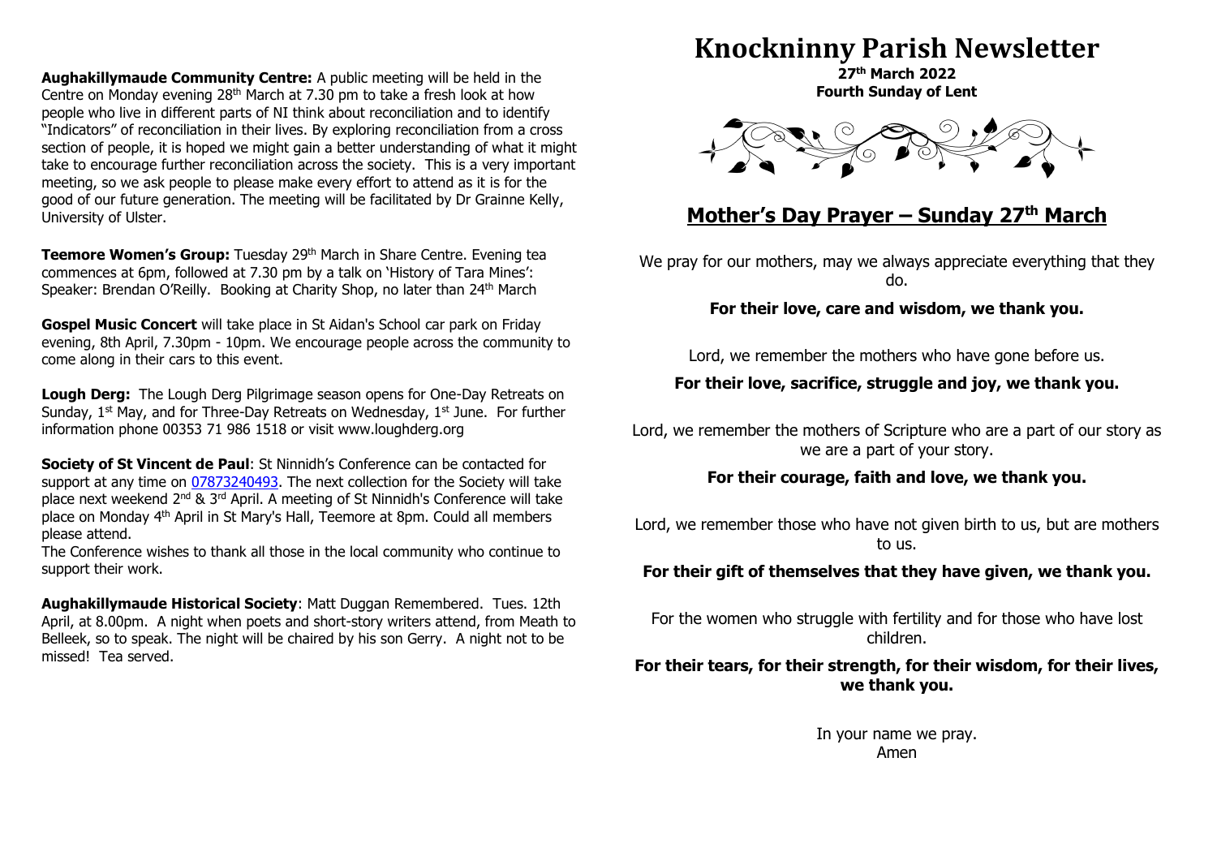**Aughakillymaude Community Centre:** A public meeting will be held in the Centre on Monday evening 28th March at 7.30 pm to take a fresh look at how people who live in different parts of NI think about reconciliation and to identify "Indicators" of reconciliation in their lives. By exploring reconciliation from a cross section of people, it is hoped we might gain a better understanding of what it might take to encourage further reconciliation across the society. This is a very important meeting, so we ask people to please make every effort to attend as it is for the good of our future generation. The meeting will be facilitated by Dr Grainne Kelly, University of Ulster.

**Teemore Women's Group:** Tuesday 29th March in Share Centre. Evening tea commences at 6pm, followed at 7.30 pm by a talk on 'History of Tara Mines': Speaker: Brendan O'Reilly. Booking at Charity Shop, no later than 24th March

**Gospel Music Concert** will take place in St Aidan's School car park on Friday evening, 8th April, 7.30pm - 10pm. We encourage people across the community to come along in their cars to this event.

**Lough Derg:** The Lough Derg Pilgrimage season opens for One-Day Retreats on Sunday, 1st May, and for Three-Day Retreats on Wednesday, 1st June. For further information phone 00353 71 986 1518 or visit www.loughderg.org

**Society of St Vincent de Paul**: St Ninnidh's Conference can be contacted for support at any time on 07873240493. The next collection for the Society will take place next weekend 2nd & 3rd April. A meeting of St Ninnidh's Conference will take place on Monday 4th April in St Mary's Hall, Teemore at 8pm. Could all members please attend.

The Conference wishes to thank all those in the local community who continue to support their work.

**Aughakillymaude Historical Society**: Matt Duggan Remembered. Tues. 12th April, at 8.00pm. A night when poets and short-story writers attend, from Meath to Belleek, so to speak. The night will be chaired by his son Gerry. A night not to be missed! Tea served.

# Knockninny Parish Newsletter

**27th March 2022**
**Fourth Sunday of Lent**

## Mother's Day Prayer – Sunday 27th March

We pray for our mothers, may we always appreciate everything that they do.

**For their love, care and wisdom, we thank you.**

Lord, we remember the mothers who have gone before us.

**For their love, sacrifice, struggle and joy, we thank you.**

Lord, we remember the mothers of Scripture who are a part of our story as we are a part of your story.

**For their courage, faith and love, we thank you.**

Lord, we remember those who have not given birth to us, but are mothers to us.

**For their gift of themselves that they have given, we thank you.**

For the women who struggle with fertility and for those who have lost children.

**For their tears, for their strength, for their wisdom, for their lives, we thank you.**

In your name we pray.
Amen